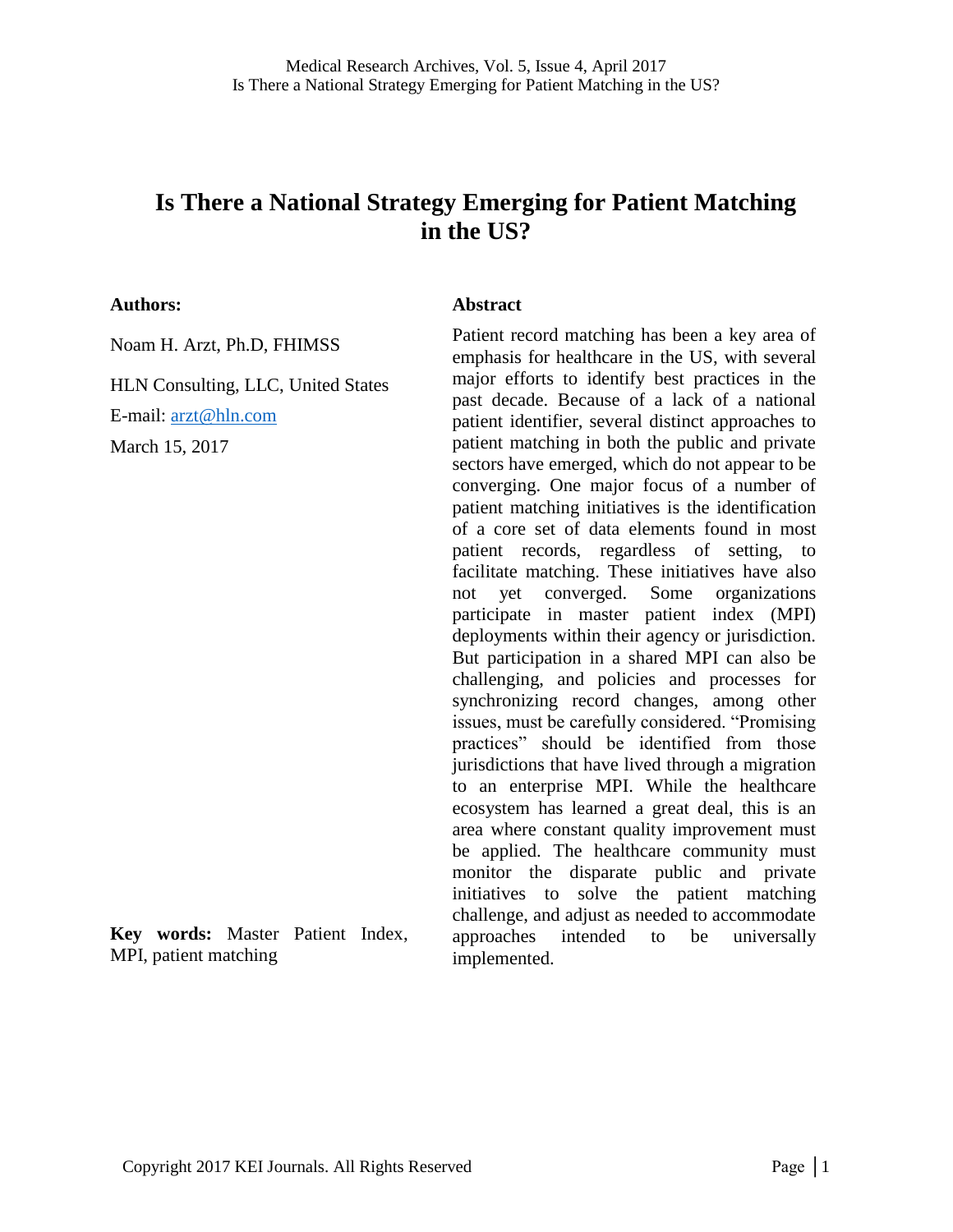# Is There a National Strategy Emerging for Patient Matching in the US?

**Authors:**

Noam H. Arzt, Ph.D, FHIMSS

HLN Consulting, LLC, United States

E-mail: arzt@hln.com

March 15, 2017

**Key words:** Master Patient Index, MPI, patient matching

## Abstract

Patient record matching has been a key area of emphasis for healthcare in the US, with several major efforts to identify best practices in the past decade. Because of a lack of a national patient identifier, several distinct approaches to patient matching in both the public and private sectors have emerged, which do not appear to be converging. One major focus of a number of patient matching initiatives is the identification of a core set of data elements found in most patient records, regardless of setting, to facilitate matching. These initiatives have also not yet converged. Some organizations participate in master patient index (MPI) deployments within their agency or jurisdiction. But participation in a shared MPI can also be challenging, and policies and processes for synchronizing record changes, among other issues, must be carefully considered. "Promising practices" should be identified from those jurisdictions that have lived through a migration to an enterprise MPI. While the healthcare ecosystem has learned a great deal, this is an area where constant quality improvement must be applied. The healthcare community must monitor the disparate public and private initiatives to solve the patient matching challenge, and adjust as needed to accommodate approaches intended to be universally implemented.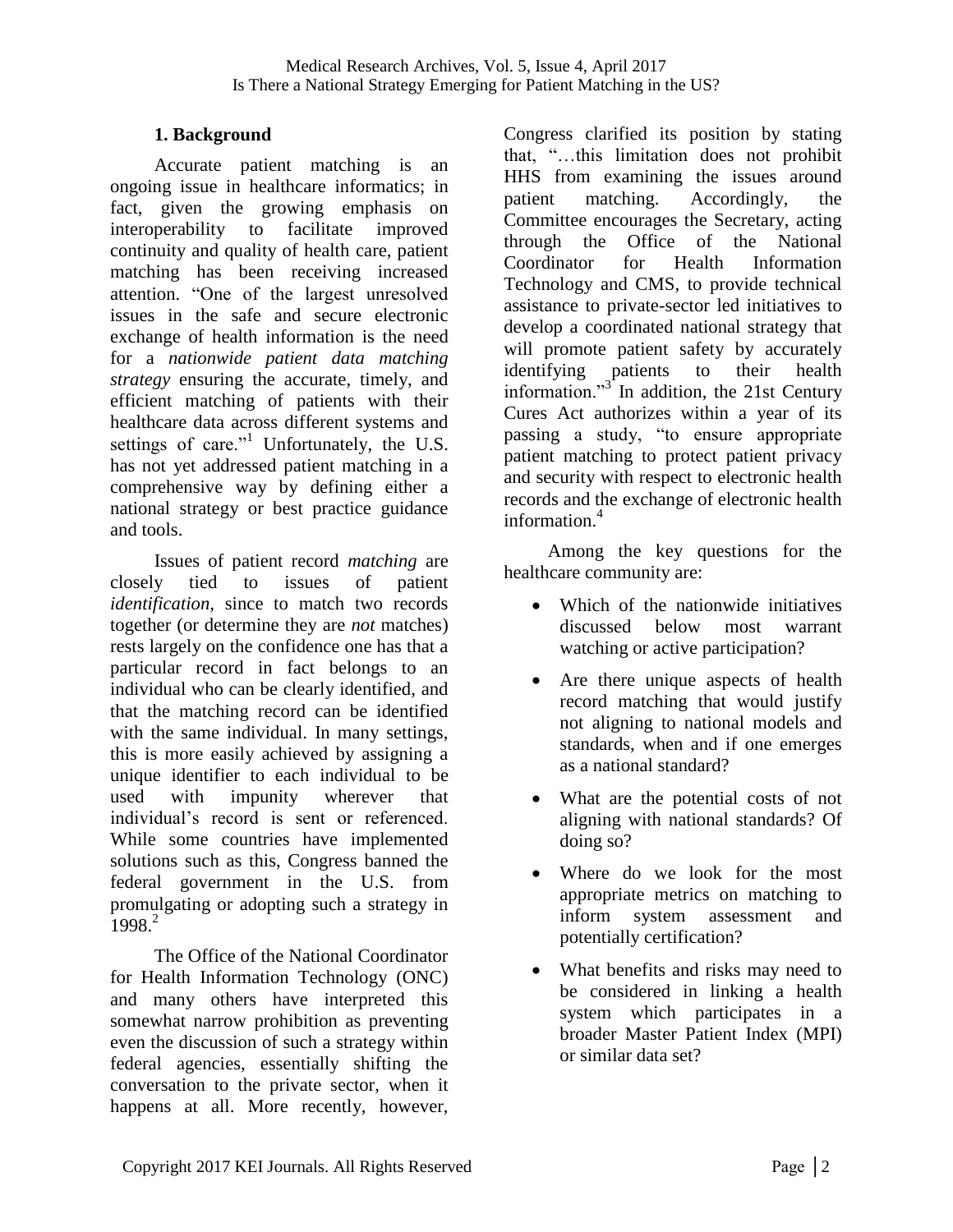## 1. Background

Accurate patient matching is an ongoing issue in healthcare informatics; in fact, given the growing emphasis on interoperability to facilitate improved continuity and quality of health care, patient matching has been receiving increased attention. "One of the largest unresolved issues in the safe and secure electronic exchange of health information is the need for a *nationwide patient data matching strategy* ensuring the accurate, timely, and efficient matching of patients with their healthcare data across different systems and settings of care."[1] Unfortunately, the U.S. has not yet addressed patient matching in a comprehensive way by defining either a national strategy or best practice guidance and tools.

Issues of patient record *matching* are closely tied to issues of patient *identification,* since to match two records together (or determine they are *not* matches) rests largely on the confidence one has that a particular record in fact belongs to an individual who can be clearly identified, and that the matching record can be identified with the same individual. In many settings, this is more easily achieved by assigning a unique identifier to each individual to be used with impunity wherever that individual's record is sent or referenced. While some countries have implemented solutions such as this, Congress banned the federal government in the U.S. from promulgating or adopting such a strategy in 1998.[2]

The Office of the National Coordinator for Health Information Technology (ONC) and many others have interpreted this somewhat narrow prohibition as preventing even the discussion of such a strategy within federal agencies, essentially shifting the conversation to the private sector, when it happens at all. More recently, however, Congress clarified its position by stating that, "…this limitation does not prohibit HHS from examining the issues around patient matching. Accordingly, the Committee encourages the Secretary, acting through the Office of the National Coordinator for Health Information Technology and CMS, to provide technical assistance to private-sector led initiatives to develop a coordinated national strategy that will promote patient safety by accurately identifying patients to their health information."[3] In addition, the 21st Century Cures Act authorizes within a year of its passing a study, "to ensure appropriate patient matching to protect patient privacy and security with respect to electronic health records and the exchange of electronic health information.[4]

Among the key questions for the healthcare community are:

- Which of the nationwide initiatives discussed below most warrant watching or active participation?
- Are there unique aspects of health record matching that would justify not aligning to national models and standards, when and if one emerges as a national standard?
- What are the potential costs of not aligning with national standards? Of doing so?
- Where do we look for the most appropriate metrics on matching to inform system assessment and potentially certification?
- What benefits and risks may need to be considered in linking a health system which participates in a broader Master Patient Index (MPI) or similar data set?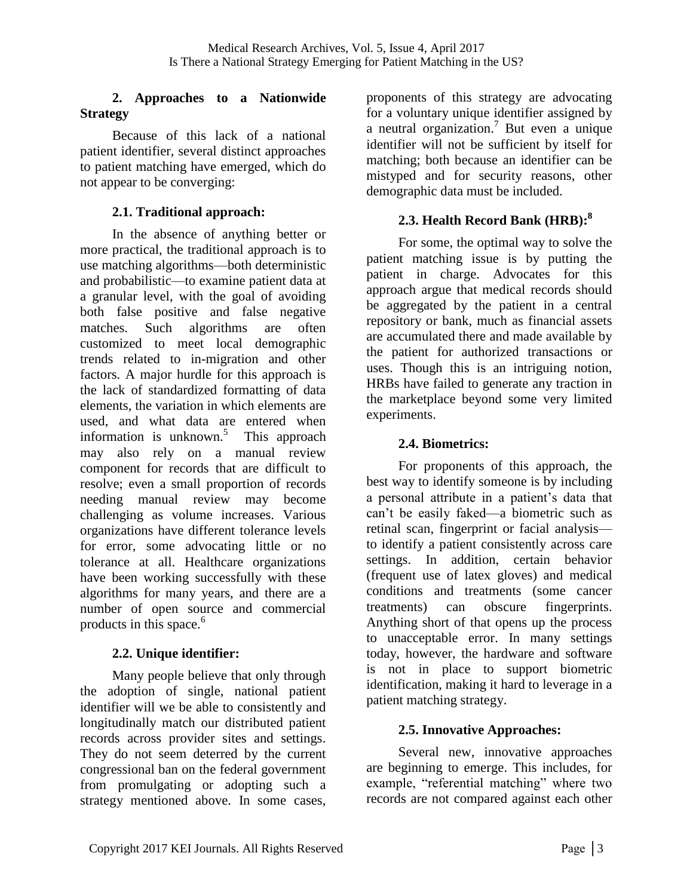## 2. Approaches to a Nationwide Strategy

Because of this lack of a national patient identifier, several distinct approaches to patient matching have emerged, which do not appear to be converging:

### 2.1. Traditional approach:

In the absence of anything better or more practical, the traditional approach is to use matching algorithms—both deterministic and probabilistic—to examine patient data at a granular level, with the goal of avoiding both false positive and false negative matches. Such algorithms are often customized to meet local demographic trends related to in-migration and other factors. A major hurdle for this approach is the lack of standardized formatting of data elements, the variation in which elements are used, and what data are entered when information is unknown.[5] This approach may also rely on a manual review component for records that are difficult to resolve; even a small proportion of records needing manual review may become challenging as volume increases. Various organizations have different tolerance levels for error, some advocating little or no tolerance at all. Healthcare organizations have been working successfully with these algorithms for many years, and there are a number of open source and commercial products in this space.[6]

### 2.2. Unique identifier:

Many people believe that only through the adoption of single, national patient identifier will we be able to consistently and longitudinally match our distributed patient records across provider sites and settings. They do not seem deterred by the current congressional ban on the federal government from promulgating or adopting such a strategy mentioned above. In some cases, proponents of this strategy are advocating for a voluntary unique identifier assigned by a neutral organization.[7] But even a unique identifier will not be sufficient by itself for matching; both because an identifier can be mistyped and for security reasons, other demographic data must be included.

### 2.3. Health Record Bank (HRB):[8]

For some, the optimal way to solve the patient matching issue is by putting the patient in charge. Advocates for this approach argue that medical records should be aggregated by the patient in a central repository or bank, much as financial assets are accumulated there and made available by the patient for authorized transactions or uses. Though this is an intriguing notion, HRBs have failed to generate any traction in the marketplace beyond some very limited experiments.

### 2.4. Biometrics:

For proponents of this approach, the best way to identify someone is by including a personal attribute in a patient's data that can't be easily faked—a biometric such as retinal scan, fingerprint or facial analysis—to identify a patient consistently across care settings. In addition, certain behavior (frequent use of latex gloves) and medical conditions and treatments (some cancer treatments) can obscure fingerprints. Anything short of that opens up the process to unacceptable error. In many settings today, however, the hardware and software is not in place to support biometric identification, making it hard to leverage in a patient matching strategy.

### 2.5. Innovative Approaches:

Several new, innovative approaches are beginning to emerge. This includes, for example, "referential matching" where two records are not compared against each other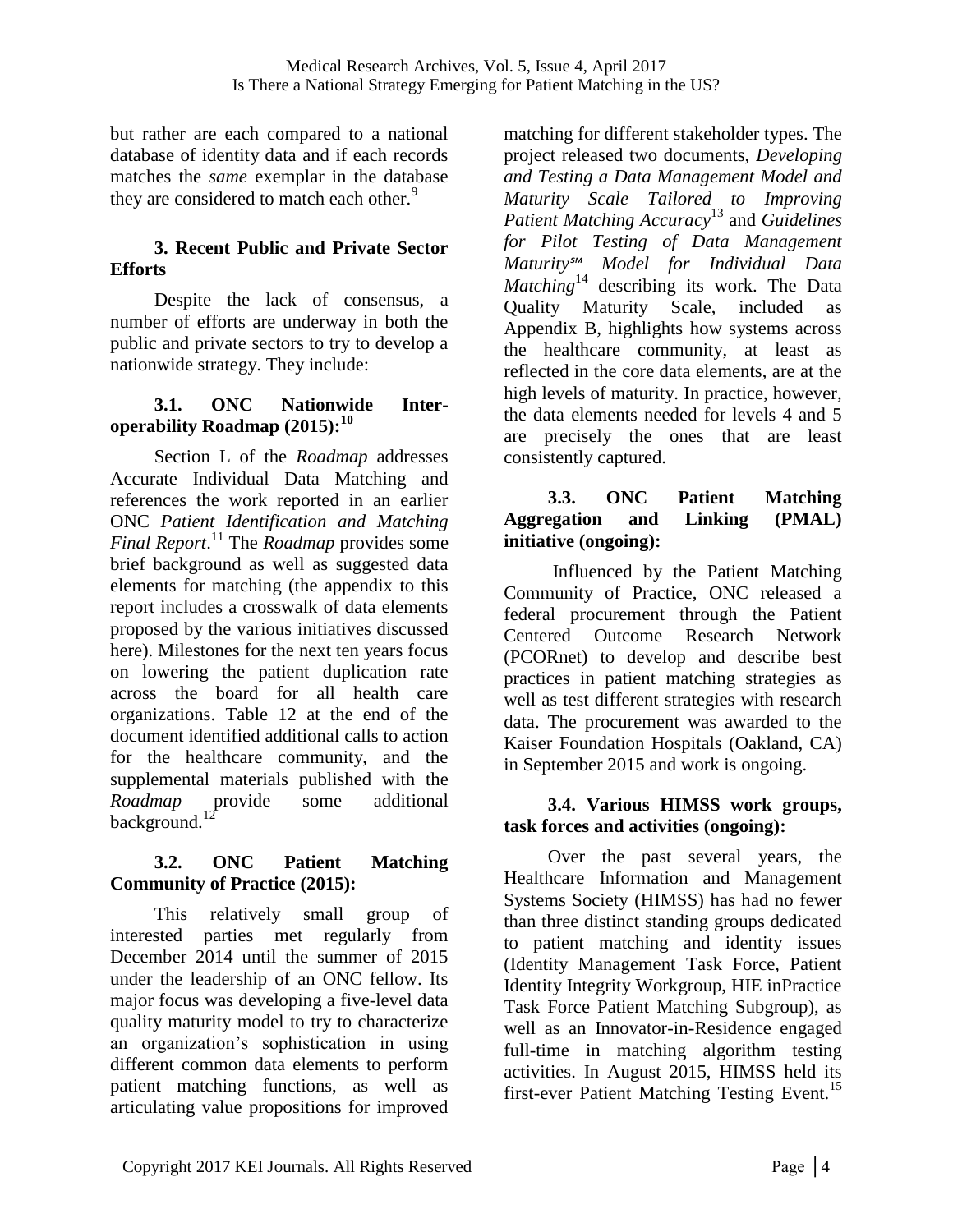but rather are each compared to a national database of identity data and if each records matches the *same* exemplar in the database they are considered to match each other.[9]

## 3. Recent Public and Private Sector Efforts

Despite the lack of consensus, a number of efforts are underway in both the public and private sectors to try to develop a nationwide strategy. They include:

### 3.1. ONC Nationwide Interoperability Roadmap (2015):[10]

Section L of the *Roadmap* addresses Accurate Individual Data Matching and references the work reported in an earlier ONC *Patient Identification and Matching Final Report*.[11] The *Roadmap* provides some brief background as well as suggested data elements for matching (the appendix to this report includes a crosswalk of data elements proposed by the various initiatives discussed here). Milestones for the next ten years focus on lowering the patient duplication rate across the board for all health care organizations. Table 12 at the end of the document identified additional calls to action for the healthcare community, and the supplemental materials published with the *Roadmap* provide some additional background.[12]

### 3.2. ONC Patient Matching Community of Practice (2015):

This relatively small group of interested parties met regularly from December 2014 until the summer of 2015 under the leadership of an ONC fellow. Its major focus was developing a five-level data quality maturity model to try to characterize an organization's sophistication in using different common data elements to perform patient matching functions, as well as articulating value propositions for improved matching for different stakeholder types. The project released two documents, *Developing and Testing a Data Management Model and Maturity Scale Tailored to Improving Patient Matching Accuracy*[13] and *Guidelines for Pilot Testing of Data Management Maturity℠ Model for Individual Data Matching*[14] describing its work. The Data Quality Maturity Scale, included as Appendix B, highlights how systems across the healthcare community, at least as reflected in the core data elements, are at the high levels of maturity. In practice, however, the data elements needed for levels 4 and 5 are precisely the ones that are least consistently captured.

### 3.3. ONC Patient Matching Aggregation and Linking (PMAL) initiative (ongoing):

Influenced by the Patient Matching Community of Practice, ONC released a federal procurement through the Patient Centered Outcome Research Network (PCORnet) to develop and describe best practices in patient matching strategies as well as test different strategies with research data. The procurement was awarded to the Kaiser Foundation Hospitals (Oakland, CA) in September 2015 and work is ongoing.

### 3.4. Various HIMSS work groups, task forces and activities (ongoing):

Over the past several years, the Healthcare Information and Management Systems Society (HIMSS) has had no fewer than three distinct standing groups dedicated to patient matching and identity issues (Identity Management Task Force, Patient Identity Integrity Workgroup, HIE inPractice Task Force Patient Matching Subgroup), as well as an Innovator-in-Residence engaged full-time in matching algorithm testing activities. In August 2015, HIMSS held its first-ever Patient Matching Testing Event.[15]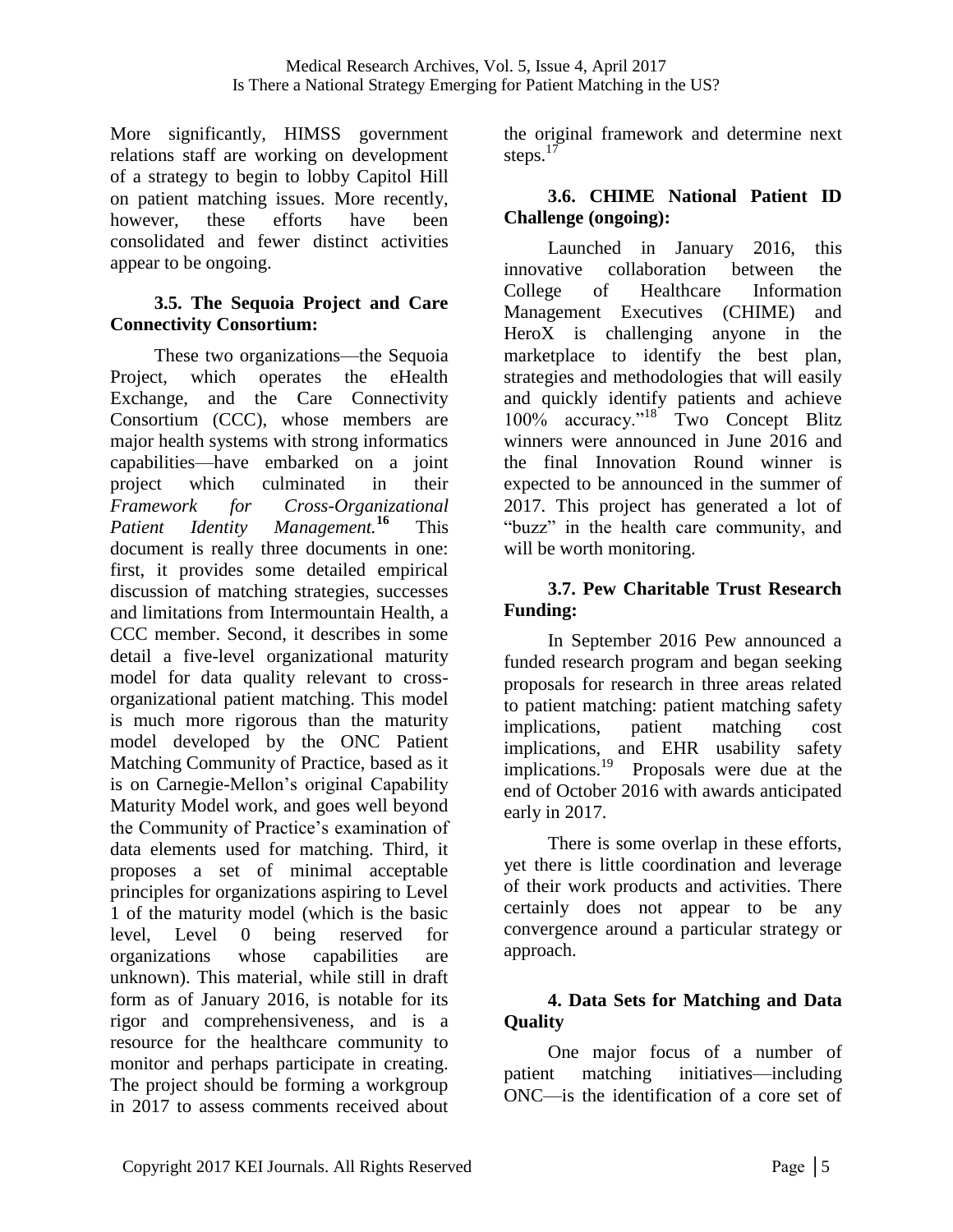More significantly, HIMSS government relations staff are working on development of a strategy to begin to lobby Capitol Hill on patient matching issues. More recently, however, these efforts have been consolidated and fewer distinct activities appear to be ongoing.

### 3.5. The Sequoia Project and Care Connectivity Consortium:

These two organizations—the Sequoia Project, which operates the eHealth Exchange, and the Care Connectivity Consortium (CCC), whose members are major health systems with strong informatics capabilities—have embarked on a joint project which culminated in their *Framework for Cross-Organizational Patient Identity Management.*[16] This document is really three documents in one: first, it provides some detailed empirical discussion of matching strategies, successes and limitations from Intermountain Health, a CCC member. Second, it describes in some detail a five-level organizational maturity model for data quality relevant to cross-organizational patient matching. This model is much more rigorous than the maturity model developed by the ONC Patient Matching Community of Practice, based as it is on Carnegie-Mellon's original Capability Maturity Model work, and goes well beyond the Community of Practice's examination of data elements used for matching. Third, it proposes a set of minimal acceptable principles for organizations aspiring to Level 1 of the maturity model (which is the basic level, Level 0 being reserved for organizations whose capabilities are unknown). This material, while still in draft form as of January 2016, is notable for its rigor and comprehensiveness, and is a resource for the healthcare community to monitor and perhaps participate in creating. The project should be forming a workgroup in 2017 to assess comments received about the original framework and determine next steps.[17]

### 3.6. CHIME National Patient ID Challenge (ongoing):

Launched in January 2016, this innovative collaboration between the College of Healthcare Information Management Executives (CHIME) and HeroX is challenging anyone in the marketplace to identify the best plan, strategies and methodologies that will easily and quickly identify patients and achieve 100% accuracy."[18] Two Concept Blitz winners were announced in June 2016 and the final Innovation Round winner is expected to be announced in the summer of 2017. This project has generated a lot of "buzz" in the health care community, and will be worth monitoring.

### 3.7. Pew Charitable Trust Research Funding:

In September 2016 Pew announced a funded research program and began seeking proposals for research in three areas related to patient matching: patient matching safety implications, patient matching cost implications, and EHR usability safety implications.[19] Proposals were due at the end of October 2016 with awards anticipated early in 2017.

There is some overlap in these efforts, yet there is little coordination and leverage of their work products and activities. There certainly does not appear to be any convergence around a particular strategy or approach.

## 4. Data Sets for Matching and Data Quality

One major focus of a number of patient matching initiatives—including ONC—is the identification of a core set of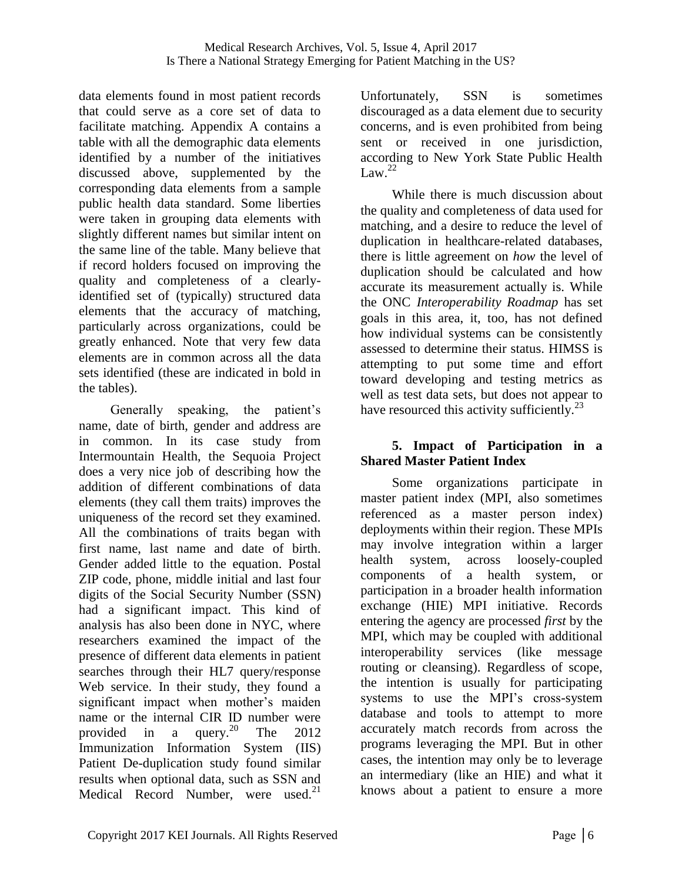data elements found in most patient records that could serve as a core set of data to facilitate matching. Appendix A contains a table with all the demographic data elements identified by a number of the initiatives discussed above, supplemented by the corresponding data elements from a sample public health data standard. Some liberties were taken in grouping data elements with slightly different names but similar intent on the same line of the table. Many believe that if record holders focused on improving the quality and completeness of a clearly-identified set of (typically) structured data elements that the accuracy of matching, particularly across organizations, could be greatly enhanced. Note that very few data elements are in common across all the data sets identified (these are indicated in bold in the tables).

Generally speaking, the patient's name, date of birth, gender and address are in common. In its case study from Intermountain Health, the Sequoia Project does a very nice job of describing how the addition of different combinations of data elements (they call them traits) improves the uniqueness of the record set they examined. All the combinations of traits began with first name, last name and date of birth. Gender added little to the equation. Postal ZIP code, phone, middle initial and last four digits of the Social Security Number (SSN) had a significant impact. This kind of analysis has also been done in NYC, where researchers examined the impact of the presence of different data elements in patient searches through their HL7 query/response Web service. In their study, they found a significant impact when mother's maiden name or the internal CIR ID number were provided in a query.[20] The 2012 Immunization Information System (IIS) Patient De-duplication study found similar results when optional data, such as SSN and Medical Record Number, were used.[21] Unfortunately, SSN is sometimes discouraged as a data element due to security concerns, and is even prohibited from being sent or received in one jurisdiction, according to New York State Public Health Law.[22]

While there is much discussion about the quality and completeness of data used for matching, and a desire to reduce the level of duplication in healthcare-related databases, there is little agreement on *how* the level of duplication should be calculated and how accurate its measurement actually is. While the ONC *Interoperability Roadmap* has set goals in this area, it, too, has not defined how individual systems can be consistently assessed to determine their status. HIMSS is attempting to put some time and effort toward developing and testing metrics as well as test data sets, but does not appear to have resourced this activity sufficiently.[23]

## 5. Impact of Participation in a Shared Master Patient Index

Some organizations participate in master patient index (MPI, also sometimes referenced as a master person index) deployments within their region. These MPIs may involve integration within a larger health system, across loosely-coupled components of a health system, or participation in a broader health information exchange (HIE) MPI initiative. Records entering the agency are processed *first* by the MPI, which may be coupled with additional interoperability services (like message routing or cleansing). Regardless of scope, the intention is usually for participating systems to use the MPI's cross-system database and tools to attempt to more accurately match records from across the programs leveraging the MPI. But in other cases, the intention may only be to leverage an intermediary (like an HIE) and what it knows about a patient to ensure a more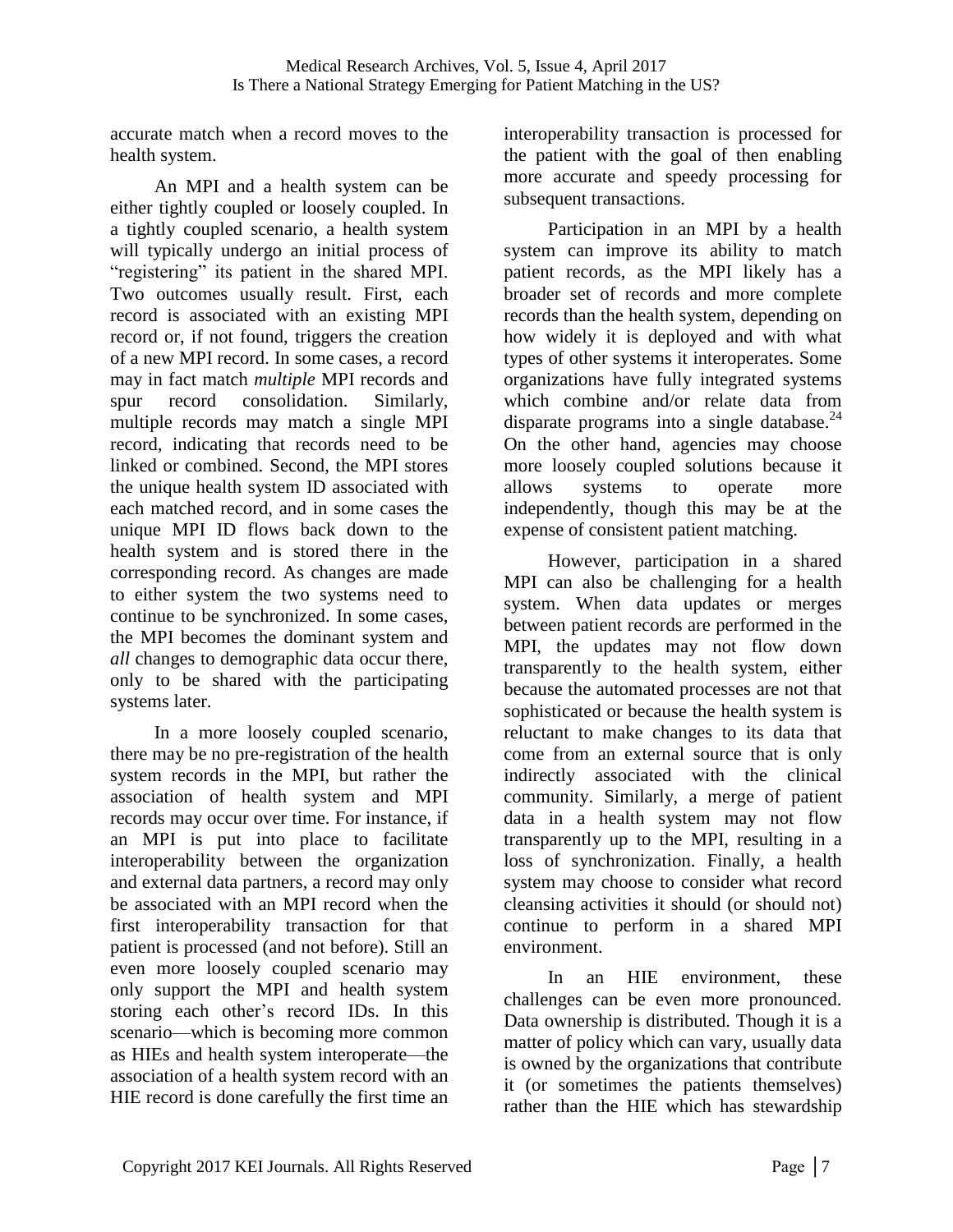accurate match when a record moves to the health system.

An MPI and a health system can be either tightly coupled or loosely coupled. In a tightly coupled scenario, a health system will typically undergo an initial process of "registering" its patient in the shared MPI. Two outcomes usually result. First, each record is associated with an existing MPI record or, if not found, triggers the creation of a new MPI record. In some cases, a record may in fact match *multiple* MPI records and spur record consolidation. Similarly, multiple records may match a single MPI record, indicating that records need to be linked or combined. Second, the MPI stores the unique health system ID associated with each matched record, and in some cases the unique MPI ID flows back down to the health system and is stored there in the corresponding record. As changes are made to either system the two systems need to continue to be synchronized. In some cases, the MPI becomes the dominant system and *all* changes to demographic data occur there, only to be shared with the participating systems later.

In a more loosely coupled scenario, there may be no pre-registration of the health system records in the MPI, but rather the association of health system and MPI records may occur over time. For instance, if an MPI is put into place to facilitate interoperability between the organization and external data partners, a record may only be associated with an MPI record when the first interoperability transaction for that patient is processed (and not before). Still an even more loosely coupled scenario may only support the MPI and health system storing each other's record IDs. In this scenario—which is becoming more common as HIEs and health system interoperate—the association of a health system record with an HIE record is done carefully the first time an interoperability transaction is processed for the patient with the goal of then enabling more accurate and speedy processing for subsequent transactions.

Participation in an MPI by a health system can improve its ability to match patient records, as the MPI likely has a broader set of records and more complete records than the health system, depending on how widely it is deployed and with what types of other systems it interoperates. Some organizations have fully integrated systems which combine and/or relate data from disparate programs into a single database.[24] On the other hand, agencies may choose more loosely coupled solutions because it allows systems to operate more independently, though this may be at the expense of consistent patient matching.

However, participation in a shared MPI can also be challenging for a health system. When data updates or merges between patient records are performed in the MPI, the updates may not flow down transparently to the health system, either because the automated processes are not that sophisticated or because the health system is reluctant to make changes to its data that come from an external source that is only indirectly associated with the clinical community. Similarly, a merge of patient data in a health system may not flow transparently up to the MPI, resulting in a loss of synchronization. Finally, a health system may choose to consider what record cleansing activities it should (or should not) continue to perform in a shared MPI environment.

In an HIE environment, these challenges can be even more pronounced. Data ownership is distributed. Though it is a matter of policy which can vary, usually data is owned by the organizations that contribute it (or sometimes the patients themselves) rather than the HIE which has stewardship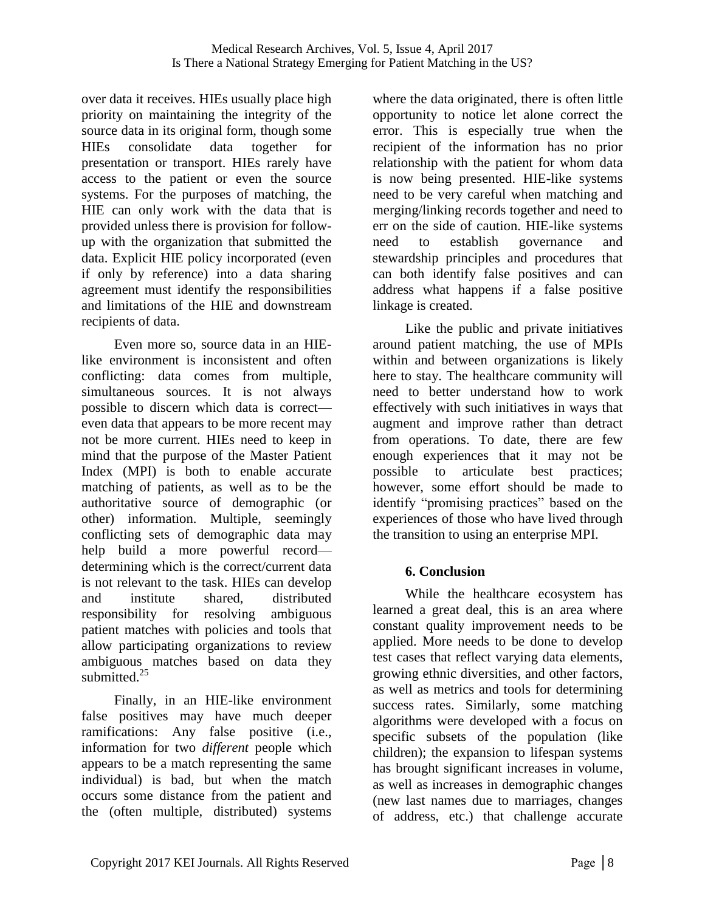over data it receives. HIEs usually place high priority on maintaining the integrity of the source data in its original form, though some HIEs consolidate data together for presentation or transport. HIEs rarely have access to the patient or even the source systems. For the purposes of matching, the HIE can only work with the data that is provided unless there is provision for follow-up with the organization that submitted the data. Explicit HIE policy incorporated (even if only by reference) into a data sharing agreement must identify the responsibilities and limitations of the HIE and downstream recipients of data.

Even more so, source data in an HIE-like environment is inconsistent and often conflicting: data comes from multiple, simultaneous sources. It is not always possible to discern which data is correct—even data that appears to be more recent may not be more current. HIEs need to keep in mind that the purpose of the Master Patient Index (MPI) is both to enable accurate matching of patients, as well as to be the authoritative source of demographic (or other) information. Multiple, seemingly conflicting sets of demographic data may help build a more powerful record—determining which is the correct/current data is not relevant to the task. HIEs can develop and institute shared, distributed responsibility for resolving ambiguous patient matches with policies and tools that allow participating organizations to review ambiguous matches based on data they submitted.[25]

Finally, in an HIE-like environment false positives may have much deeper ramifications: Any false positive (i.e., information for two *different* people which appears to be a match representing the same individual) is bad, but when the match occurs some distance from the patient and the (often multiple, distributed) systems where the data originated, there is often little opportunity to notice let alone correct the error. This is especially true when the recipient of the information has no prior relationship with the patient for whom data is now being presented. HIE-like systems need to be very careful when matching and merging/linking records together and need to err on the side of caution. HIE-like systems need to establish governance and stewardship principles and procedures that can both identify false positives and can address what happens if a false positive linkage is created.

Like the public and private initiatives around patient matching, the use of MPIs within and between organizations is likely here to stay. The healthcare community will need to better understand how to work effectively with such initiatives in ways that augment and improve rather than detract from operations. To date, there are few enough experiences that it may not be possible to articulate best practices; however, some effort should be made to identify "promising practices" based on the experiences of those who have lived through the transition to using an enterprise MPI.

## 6. Conclusion

While the healthcare ecosystem has learned a great deal, this is an area where constant quality improvement needs to be applied. More needs to be done to develop test cases that reflect varying data elements, growing ethnic diversities, and other factors, as well as metrics and tools for determining success rates. Similarly, some matching algorithms were developed with a focus on specific subsets of the population (like children); the expansion to lifespan systems has brought significant increases in volume, as well as increases in demographic changes (new last names due to marriages, changes of address, etc.) that challenge accurate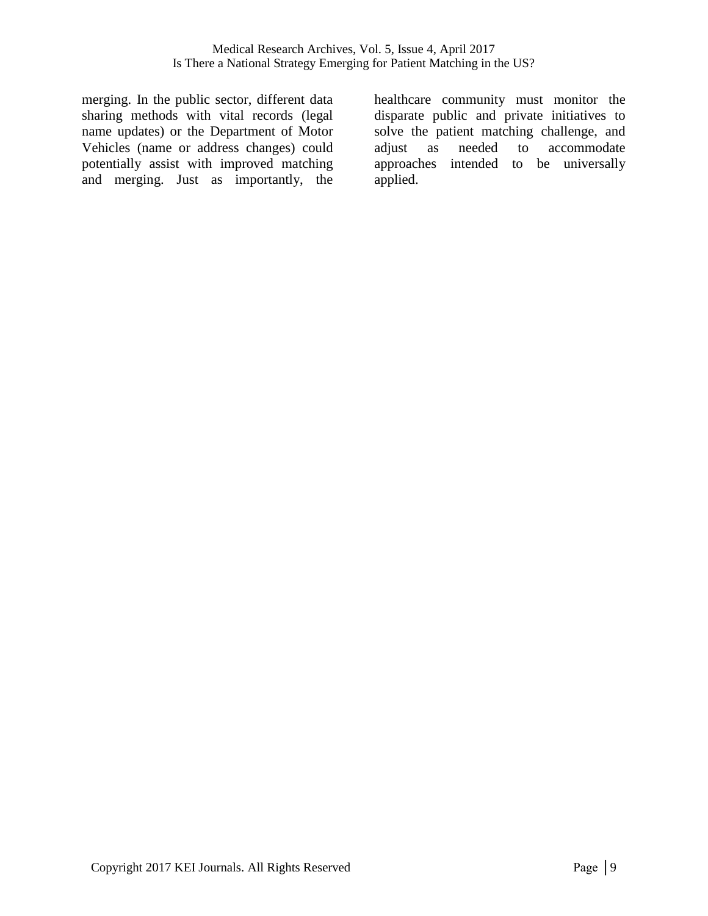merging. In the public sector, different data sharing methods with vital records (legal name updates) or the Department of Motor Vehicles (name or address changes) could potentially assist with improved matching and merging. Just as importantly, the healthcare community must monitor the disparate public and private initiatives to solve the patient matching challenge, and adjust as needed to accommodate approaches intended to be universally applied.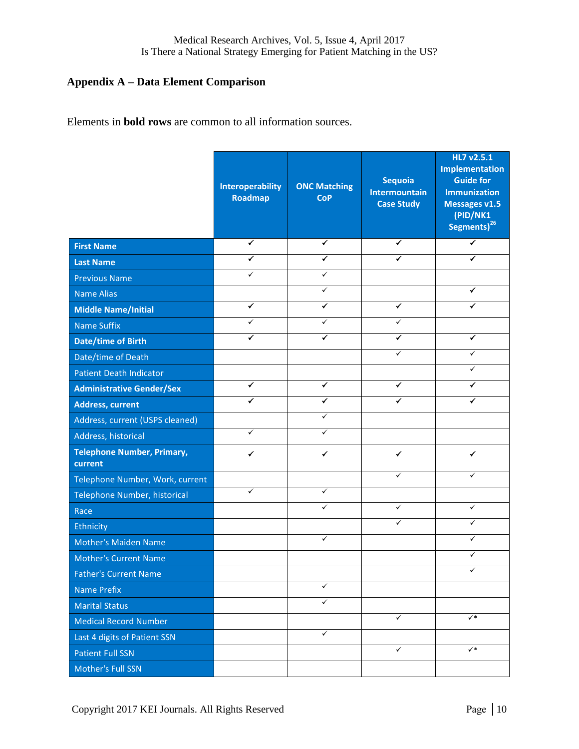## Appendix A – Data Element Comparison

Elements in **bold rows** are common to all information sources.

| | Interoperability Roadmap | ONC Matching CoP | Sequoia Intermountain Case Study | HL7 v2.5.1 Implementation Guide for Immunization Messages v1.5 (PID/NK1 Segments)[26] |
|---|---|---|---|---|
| **First Name** | ✓ | ✓ | ✓ | ✓ |
| **Last Name** | ✓ | ✓ | ✓ | ✓ |
| Previous Name | ✓ | ✓ | | |
| Name Alias | | ✓ | | ✓ |
| **Middle Name/Initial** | ✓ | ✓ | ✓ | ✓ |
| Name Suffix | ✓ | ✓ | ✓ | |
| **Date/time of Birth** | ✓ | ✓ | ✓ | ✓ |
| Date/time of Death | | | ✓ | ✓ |
| Patient Death Indicator | | | | ✓ |
| **Administrative Gender/Sex** | ✓ | ✓ | ✓ | ✓ |
| **Address, current** | ✓ | ✓ | ✓ | ✓ |
| Address, current (USPS cleaned) | | ✓ | | |
| Address, historical | ✓ | ✓ | | |
| **Telephone Number, Primary, current** | ✓ | ✓ | ✓ | ✓ |
| Telephone Number, Work, current | | | ✓ | ✓ |
| Telephone Number, historical | ✓ | ✓ | | |
| Race | | ✓ | ✓ | ✓ |
| Ethnicity | | | ✓ | ✓ |
| Mother's Maiden Name | | ✓ | | ✓ |
| Mother's Current Name | | | | ✓ |
| Father's Current Name | | | | ✓ |
| Name Prefix | | ✓ | | |
| Marital Status | | ✓ | | |
| Medical Record Number | | | ✓ | ✓* |
| Last 4 digits of Patient SSN | | ✓ | | |
| Patient Full SSN | | | ✓ | ✓* |
| Mother's Full SSN | | | | |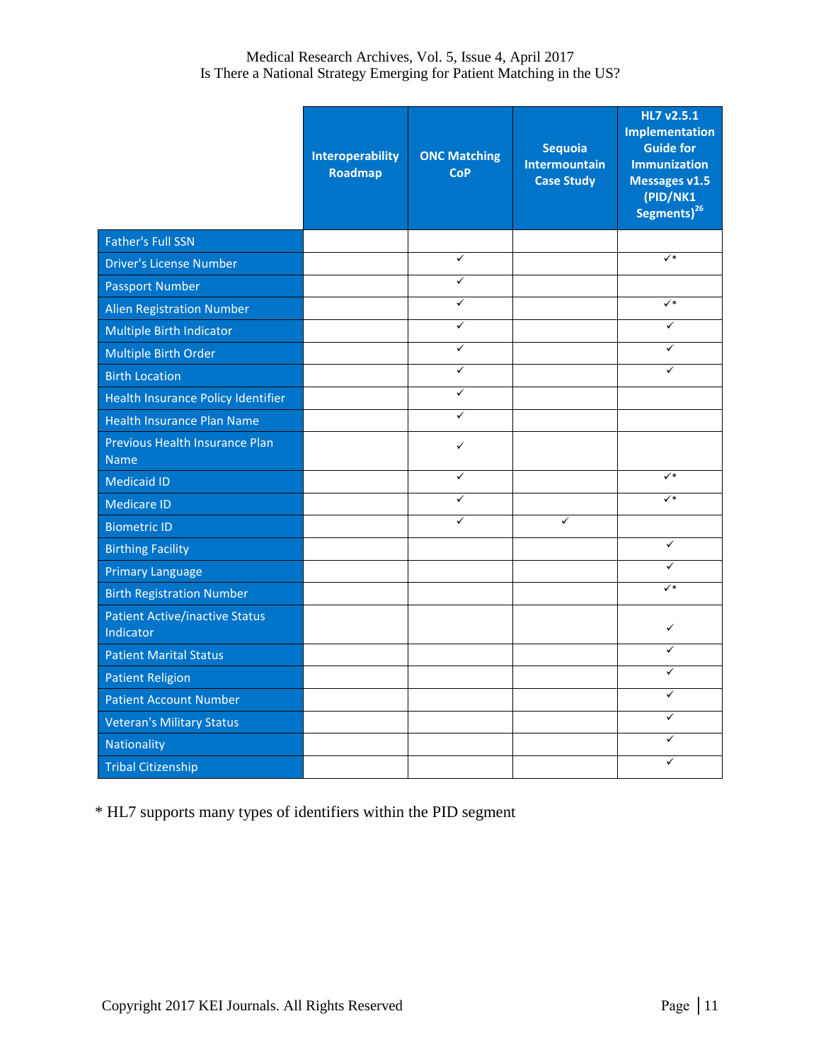| | Interoperability Roadmap | ONC Matching CoP | Sequoia Intermountain Case Study | HL7 v2.5.1 Implementation Guide for Immunization Messages v1.5 (PID/NK1 Segments)[26] |
|---|---|---|---|---|
| Father's Full SSN | | | | |
| Driver's License Number | | ✓ | | ✓* |
| Passport Number | | ✓ | | |
| Alien Registration Number | | ✓ | | ✓* |
| Multiple Birth Indicator | | ✓ | | ✓ |
| Multiple Birth Order | | ✓ | | ✓ |
| Birth Location | | ✓ | | ✓ |
| Health Insurance Policy Identifier | | ✓ | | |
| Health Insurance Plan Name | | ✓ | | |
| Previous Health Insurance Plan Name | | ✓ | | |
| Medicaid ID | | ✓ | | ✓* |
| Medicare ID | | ✓ | | ✓* |
| Biometric ID | | ✓ | ✓ | |
| Birthing Facility | | | | ✓ |
| Primary Language | | | | ✓ |
| Birth Registration Number | | | | ✓* |
| Patient Active/inactive Status Indicator | | | | ✓ |
| Patient Marital Status | | | | ✓ |
| Patient Religion | | | | ✓ |
| Patient Account Number | | | | ✓ |
| Veteran's Military Status | | | | ✓ |
| Nationality | | | | ✓ |
| Tribal Citizenship | | | | ✓ |

* HL7 supports many types of identifiers within the PID segment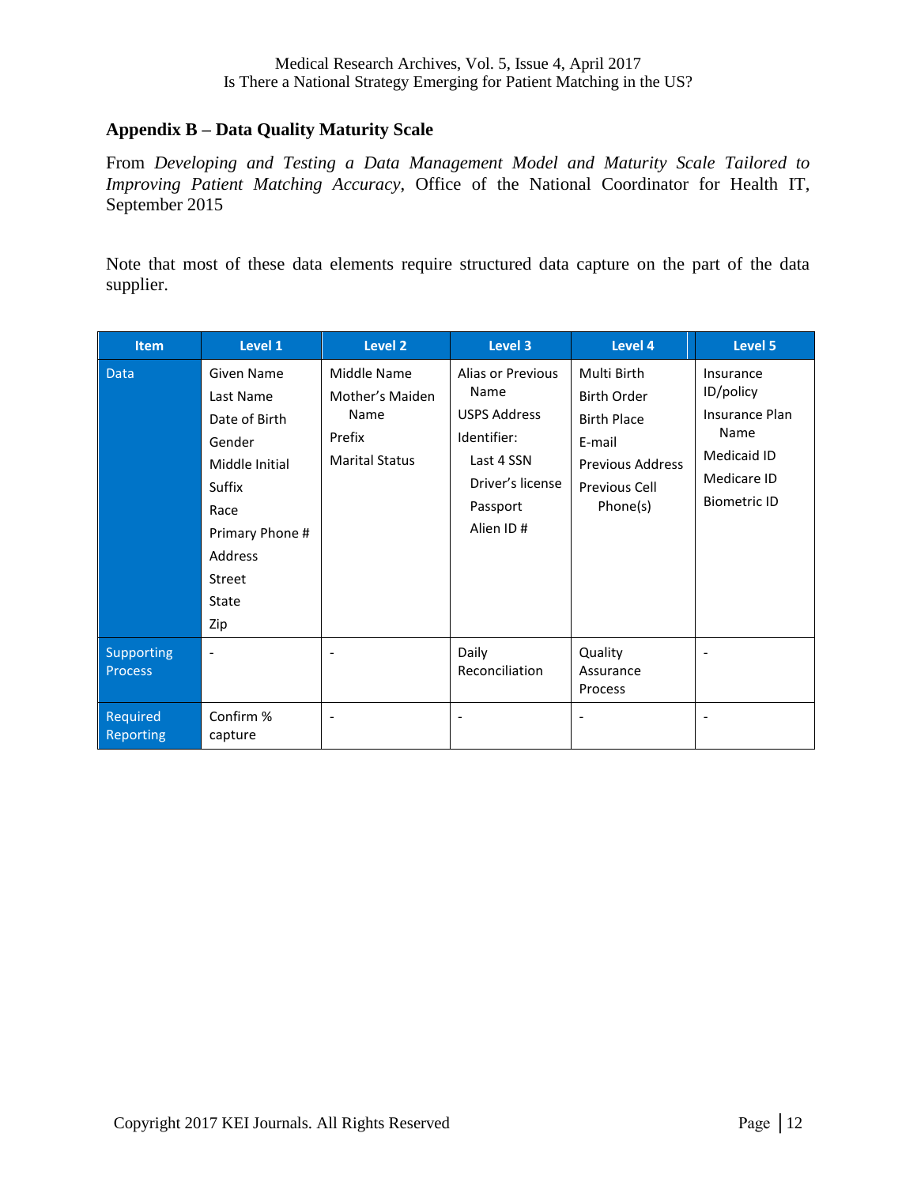## Appendix B – Data Quality Maturity Scale

From *Developing and Testing a Data Management Model and Maturity Scale Tailored to Improving Patient Matching Accuracy*, Office of the National Coordinator for Health IT, September 2015

Note that most of these data elements require structured data capture on the part of the data supplier.

| Item | Level 1 | Level 2 | Level 3 | Level 4 | Level 5 |
|---|---|---|---|---|---|
| Data | Given Name<br>Last Name<br>Date of Birth<br>Gender<br>Middle Initial<br>Suffix<br>Race<br>Primary Phone #<br>Address<br>Street<br>State<br>Zip | Middle Name<br>Mother's Maiden Name<br>Prefix<br>Marital Status | Alias or Previous Name<br>USPS Address<br>Identifier:<br>Last 4 SSN<br>Driver's license<br>Passport<br>Alien ID # | Multi Birth<br>Birth Order<br>Birth Place<br>E-mail<br>Previous Address<br>Previous Cell Phone(s) | Insurance ID/policy<br>Insurance Plan Name<br>Medicaid ID<br>Medicare ID<br>Biometric ID |
| Supporting Process | - | - | Daily Reconciliation | Quality Assurance Process | - |
| Required Reporting | Confirm % capture | - | - | - | - |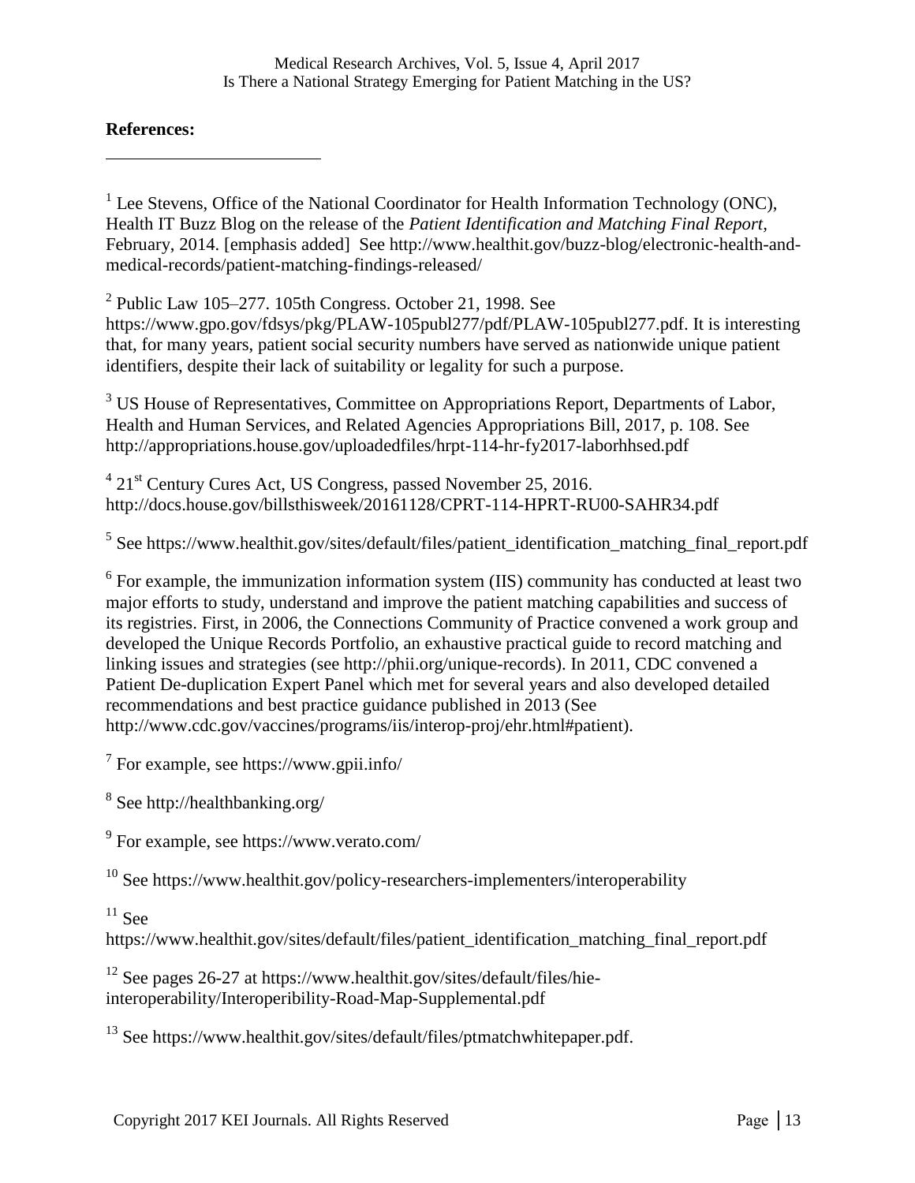**References:**

[1] Lee Stevens, Office of the National Coordinator for Health Information Technology (ONC), Health IT Buzz Blog on the release of the *Patient Identification and Matching Final Report*, February, 2014. [emphasis added] See http://www.healthit.gov/buzz-blog/electronic-health-and-medical-records/patient-matching-findings-released/

[2] Public Law 105–277. 105th Congress. October 21, 1998. See https://www.gpo.gov/fdsys/pkg/PLAW-105publ277/pdf/PLAW-105publ277.pdf. It is interesting that, for many years, patient social security numbers have served as nationwide unique patient identifiers, despite their lack of suitability or legality for such a purpose.

[3] US House of Representatives, Committee on Appropriations Report, Departments of Labor, Health and Human Services, and Related Agencies Appropriations Bill, 2017, p. 108. See http://appropriations.house.gov/uploadedfiles/hrpt-114-hr-fy2017-laborhhsed.pdf

[4] 21st Century Cures Act, US Congress, passed November 25, 2016. http://docs.house.gov/billsthisweek/20161128/CPRT-114-HPRT-RU00-SAHR34.pdf

[5] See https://www.healthit.gov/sites/default/files/patient_identification_matching_final_report.pdf

[6] For example, the immunization information system (IIS) community has conducted at least two major efforts to study, understand and improve the patient matching capabilities and success of its registries. First, in 2006, the Connections Community of Practice convened a work group and developed the Unique Records Portfolio, an exhaustive practical guide to record matching and linking issues and strategies (see http://phii.org/unique-records). In 2011, CDC convened a Patient De-duplication Expert Panel which met for several years and also developed detailed recommendations and best practice guidance published in 2013 (See http://www.cdc.gov/vaccines/programs/iis/interop-proj/ehr.html#patient).

[7] For example, see https://www.gpii.info/

[8] See http://healthbanking.org/

[9] For example, see https://www.verato.com/

[10] See https://www.healthit.gov/policy-researchers-implementers/interoperability

[11] See https://www.healthit.gov/sites/default/files/patient_identification_matching_final_report.pdf

[12] See pages 26-27 at https://www.healthit.gov/sites/default/files/hie-interoperability/Interoperibility-Road-Map-Supplemental.pdf

[13] See https://www.healthit.gov/sites/default/files/ptmatchwhitepaper.pdf.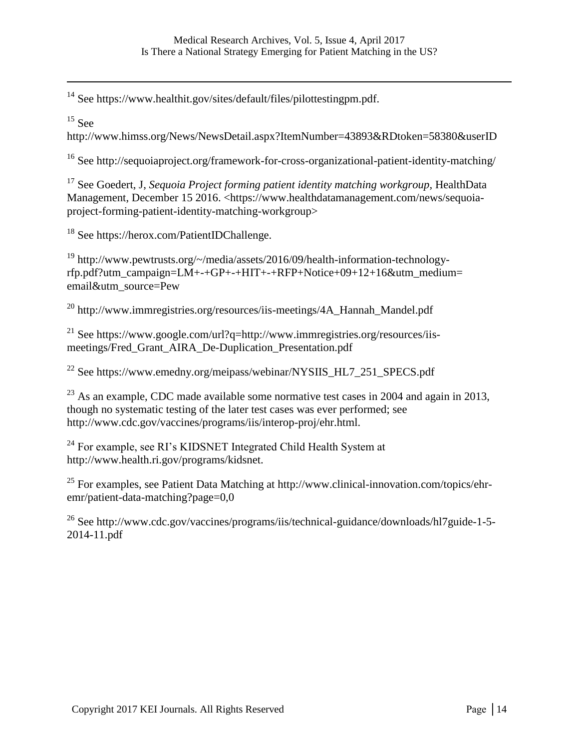[14] See https://www.healthit.gov/sites/default/files/pilottestingpm.pdf.

[15] See http://www.himss.org/News/NewsDetail.aspx?ItemNumber=43893&RDtoken=58380&userID

[16] See http://sequoiaproject.org/framework-for-cross-organizational-patient-identity-matching/

[17] See Goedert, J, *Sequoia Project forming patient identity matching workgroup*, HealthData Management, December 15 2016. <https://www.healthdatamanagement.com/news/sequoia-project-forming-patient-identity-matching-workgroup>

[18] See https://herox.com/PatientIDChallenge.

[19] http://www.pewtrusts.org/~/media/assets/2016/09/health-information-technology-rfp.pdf?utm_campaign=LM+-+GP+-+HIT+-+RFP+Notice+09+12+16&utm_medium=email&utm_source=Pew

[20] http://www.immregistries.org/resources/iis-meetings/4A_Hannah_Mandel.pdf

[21] See https://www.google.com/url?q=http://www.immregistries.org/resources/iis-meetings/Fred_Grant_AIRA_De-Duplication_Presentation.pdf

[22] See https://www.emedny.org/meipass/webinar/NYSIIS_HL7_251_SPECS.pdf

[23] As an example, CDC made available some normative test cases in 2004 and again in 2013, though no systematic testing of the later test cases was ever performed; see http://www.cdc.gov/vaccines/programs/iis/interop-proj/ehr.html.

[24] For example, see RI's KIDSNET Integrated Child Health System at http://www.health.ri.gov/programs/kidsnet.

[25] For examples, see Patient Data Matching at http://www.clinical-innovation.com/topics/ehr-emr/patient-data-matching?page=0,0

[26] See http://www.cdc.gov/vaccines/programs/iis/technical-guidance/downloads/hl7guide-1-5-2014-11.pdf